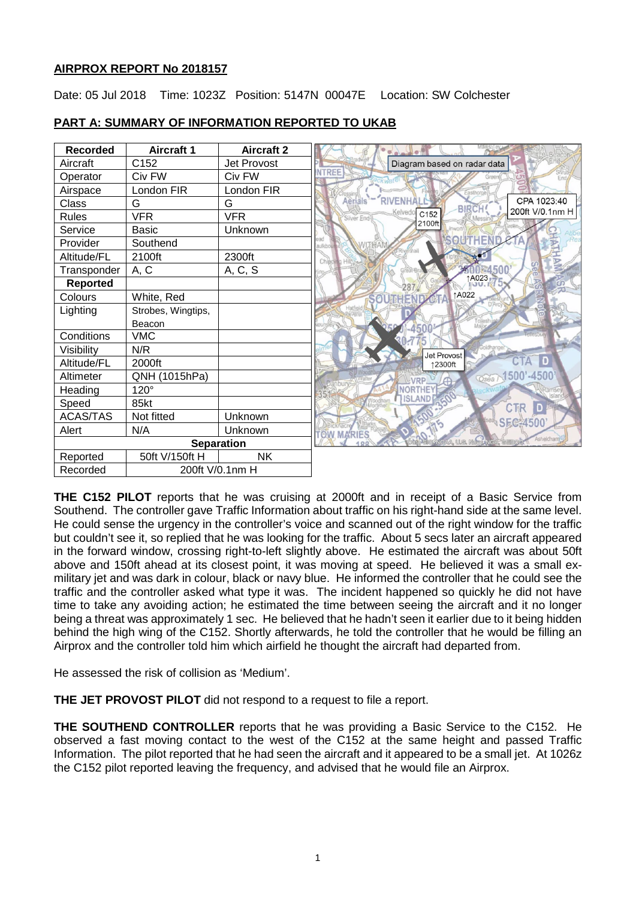**AIRPROX REPORT No 2018157**

Date: 05 Jul 2018 Time: 1023Z Position: 5147N 00047E Location: SW Colchester

**PART A: SUMMARY OF INFORMATION REPORTED TO UKAB**

| Recorded | Aircraft 1 | Aircraft 2 |
|---|---|---|
| Aircraft | C152 | Jet Provost |
| Operator | Civ FW | Civ FW |
| Airspace | London FIR | London FIR |
| Class | G | G |
| Rules | VFR | VFR |
| Service | Basic | Unknown |
| Provider | Southend | |
| Altitude/FL | 2100ft | 2300ft |
| Transponder | A, C | A, C, S |
| **Reported** | | |
| Colours | White, Red | |
| Lighting | Strobes, Wingtips, Beacon | |
| Conditions | VMC | |
| Visibility | N/R | |
| Altitude/FL | 2000ft | |
| Altimeter | QNH (1015hPa) | |
| Heading | 120° | |
| Speed | 85kt | |
| ACAS/TAS | Not fitted | Unknown |
| Alert | N/A | Unknown |
| **Separation** | | |
| Reported | 50ft V/150ft H | NK |
| Recorded | 200ft V/0.1nm H | |

Diagram based on radar data

CPA 1023:40 200ft V/0.1nm H

**THE C152 PILOT** reports that he was cruising at 2000ft and in receipt of a Basic Service from Southend. The controller gave Traffic Information about traffic on his right-hand side at the same level. He could sense the urgency in the controller's voice and scanned out of the right window for the traffic but couldn't see it, so replied that he was looking for the traffic. About 5 secs later an aircraft appeared in the forward window, crossing right-to-left slightly above. He estimated the aircraft was about 50ft above and 150ft ahead at its closest point, it was moving at speed. He believed it was a small ex-military jet and was dark in colour, black or navy blue. He informed the controller that he could see the traffic and the controller asked what type it was. The incident happened so quickly he did not have time to take any avoiding action; he estimated the time between seeing the aircraft and it no longer being a threat was approximately 1 sec. He believed that he hadn't seen it earlier due to it being hidden behind the high wing of the C152. Shortly afterwards, he told the controller that he would be filling an Airprox and the controller told him which airfield he thought the aircraft had departed from.

He assessed the risk of collision as 'Medium'.

**THE JET PROVOST PILOT** did not respond to a request to file a report.

**THE SOUTHEND CONTROLLER** reports that he was providing a Basic Service to the C152. He observed a fast moving contact to the west of the C152 at the same height and passed Traffic Information. The pilot reported that he had seen the aircraft and it appeared to be a small jet. At 1026z the C152 pilot reported leaving the frequency, and advised that he would file an Airprox.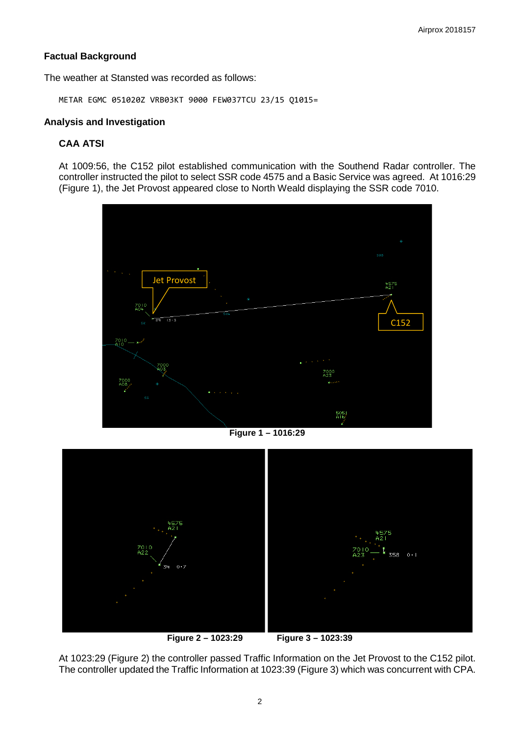## Factual Background

The weather at Stansted was recorded as follows:

```
METAR EGMC 051020Z VRB03KT 9000 FEW037TCU 23/15 Q1015=
```

## Analysis and Investigation

### CAA ATSI

At 1009:56, the C152 pilot established communication with the Southend Radar controller. The controller instructed the pilot to select SSR code 4575 and a Basic Service was agreed. At 1016:29 (Figure 1), the Jet Provost appeared close to North Weald displaying the SSR code 7010.

Figure 1 – 1016:29

Figure 2 – 1023:29

Figure 3 – 1023:39

At 1023:29 (Figure 2) the controller passed Traffic Information on the Jet Provost to the C152 pilot. The controller updated the Traffic Information at 1023:39 (Figure 3) which was concurrent with CPA.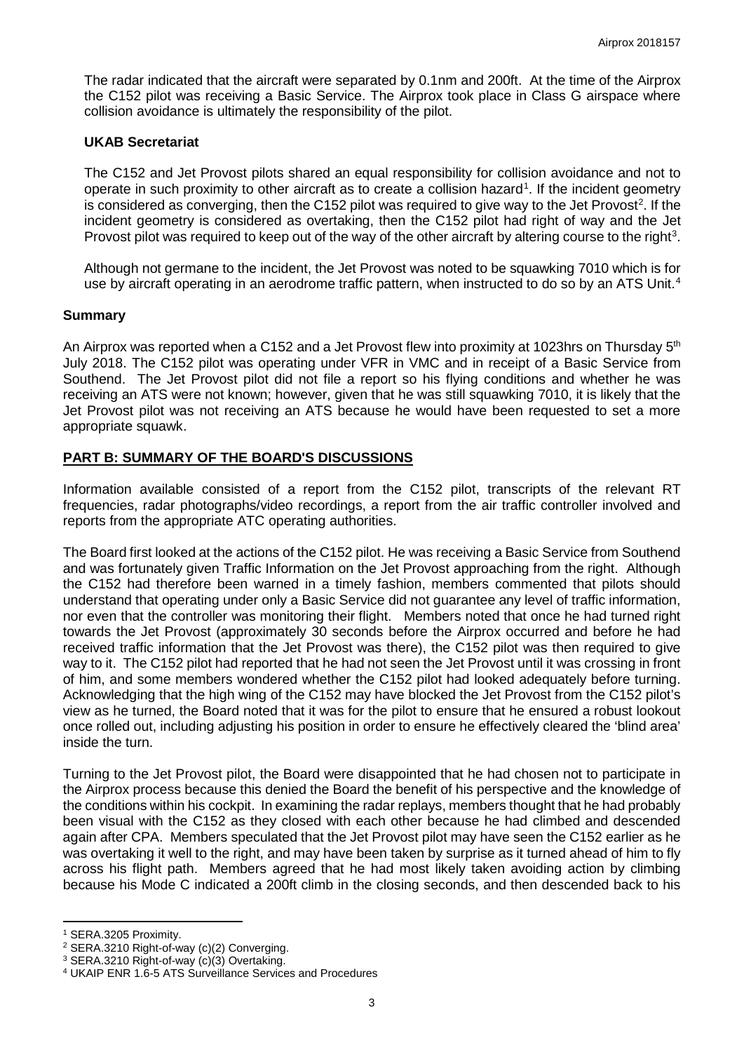The radar indicated that the aircraft were separated by 0.1nm and 200ft. At the time of the Airprox the C152 pilot was receiving a Basic Service. The Airprox took place in Class G airspace where collision avoidance is ultimately the responsibility of the pilot.

### UKAB Secretariat

The C152 and Jet Provost pilots shared an equal responsibility for collision avoidance and not to operate in such proximity to other aircraft as to create a collision hazard[1]. If the incident geometry is considered as converging, then the C152 pilot was required to give way to the Jet Provost[2]. If the incident geometry is considered as overtaking, then the C152 pilot had right of way and the Jet Provost pilot was required to keep out of the way of the other aircraft by altering course to the right[3].

Although not germane to the incident, the Jet Provost was noted to be squawking 7010 which is for use by aircraft operating in an aerodrome traffic pattern, when instructed to do so by an ATS Unit.[4]

## Summary

An Airprox was reported when a C152 and a Jet Provost flew into proximity at 1023hrs on Thursday 5th July 2018. The C152 pilot was operating under VFR in VMC and in receipt of a Basic Service from Southend. The Jet Provost pilot did not file a report so his flying conditions and whether he was receiving an ATS were not known; however, given that he was still squawking 7010, it is likely that the Jet Provost pilot was not receiving an ATS because he would have been requested to set a more appropriate squawk.

## PART B: SUMMARY OF THE BOARD'S DISCUSSIONS

Information available consisted of a report from the C152 pilot, transcripts of the relevant RT frequencies, radar photographs/video recordings, a report from the air traffic controller involved and reports from the appropriate ATC operating authorities.

The Board first looked at the actions of the C152 pilot. He was receiving a Basic Service from Southend and was fortunately given Traffic Information on the Jet Provost approaching from the right. Although the C152 had therefore been warned in a timely fashion, members commented that pilots should understand that operating under only a Basic Service did not guarantee any level of traffic information, nor even that the controller was monitoring their flight. Members noted that once he had turned right towards the Jet Provost (approximately 30 seconds before the Airprox occurred and before he had received traffic information that the Jet Provost was there), the C152 pilot was then required to give way to it. The C152 pilot had reported that he had not seen the Jet Provost until it was crossing in front of him, and some members wondered whether the C152 pilot had looked adequately before turning. Acknowledging that the high wing of the C152 may have blocked the Jet Provost from the C152 pilot's view as he turned, the Board noted that it was for the pilot to ensure that he ensured a robust lookout once rolled out, including adjusting his position in order to ensure he effectively cleared the 'blind area' inside the turn.

Turning to the Jet Provost pilot, the Board were disappointed that he had chosen not to participate in the Airprox process because this denied the Board the benefit of his perspective and the knowledge of the conditions within his cockpit. In examining the radar replays, members thought that he had probably been visual with the C152 as they closed with each other because he had climbed and descended again after CPA. Members speculated that the Jet Provost pilot may have seen the C152 earlier as he was overtaking it well to the right, and may have been taken by surprise as it turned ahead of him to fly across his flight path. Members agreed that he had most likely taken avoiding action by climbing because his Mode C indicated a 200ft climb in the closing seconds, and then descended back to his

---

[1] SERA.3205 Proximity.

[2] SERA.3210 Right-of-way (c)(2) Converging.

[3] SERA.3210 Right-of-way (c)(3) Overtaking.

[4] UKAIP ENR 1.6-5 ATS Surveillance Services and Procedures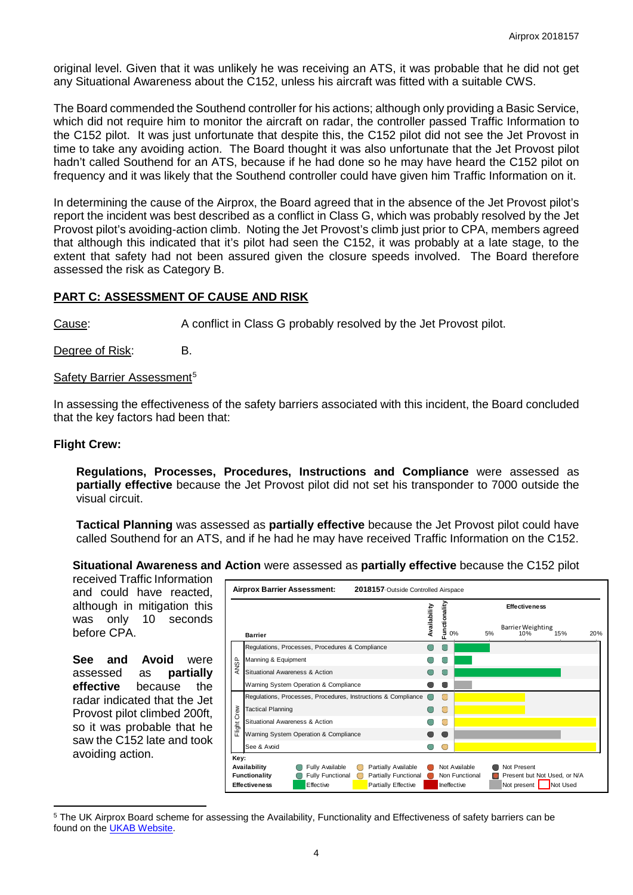original level. Given that it was unlikely he was receiving an ATS, it was probable that he did not get any Situational Awareness about the C152, unless his aircraft was fitted with a suitable CWS.

The Board commended the Southend controller for his actions; although only providing a Basic Service, which did not require him to monitor the aircraft on radar, the controller passed Traffic Information to the C152 pilot. It was just unfortunate that despite this, the C152 pilot did not see the Jet Provost in time to take any avoiding action. The Board thought it was also unfortunate that the Jet Provost pilot hadn't called Southend for an ATS, because if he had done so he may have heard the C152 pilot on frequency and it was likely that the Southend controller could have given him Traffic Information on it.

In determining the cause of the Airprox, the Board agreed that in the absence of the Jet Provost pilot's report the incident was best described as a conflict in Class G, which was probably resolved by the Jet Provost pilot's avoiding-action climb. Noting the Jet Provost's climb just prior to CPA, members agreed that although this indicated that it's pilot had seen the C152, it was probably at a late stage, to the extent that safety had not been assured given the closure speeds involved. The Board therefore assessed the risk as Category B.

## PART C: ASSESSMENT OF CAUSE AND RISK

Cause: A conflict in Class G probably resolved by the Jet Provost pilot.

Degree of Risk: B.

Safety Barrier Assessment[5]

In assessing the effectiveness of the safety barriers associated with this incident, the Board concluded that the key factors had been that:

**Flight Crew:**

**Regulations, Processes, Procedures, Instructions and Compliance** were assessed as **partially effective** because the Jet Provost pilot did not set his transponder to 7000 outside the visual circuit.

**Tactical Planning** was assessed as **partially effective** because the Jet Provost pilot could have called Southend for an ATS, and if he had he may have received Traffic Information on the C152.

**Situational Awareness and Action** were assessed as **partially effective** because the C152 pilot received Traffic Information and could have reacted, although in mitigation this was only 10 seconds before CPA.

**See and Avoid** were assessed as **partially effective** because the radar indicated that the Jet Provost pilot climbed 200ft, so it was probable that he saw the C152 late and took avoiding action.

Airprox Barrier Assessment: 2018157 Outside Controlled Airspace

Barrier | Availability | Functionality | Effectiveness | Barrier Weighting | 0% | 5% | 10% | 15% | 20%

ANSP
Regulations, Processes, Procedures & Compliance
Manning & Equipment
Situational Awareness & Action
Warning System Operation & Compliance

Flight Crew
Regulations, Processes, Procedures, Instructions & Compliance
Tactical Planning
Situational Awareness & Action
Warning System Operation & Compliance
See & Avoid

Key:
Availability: Fully Available, Partially Available, Not Available, Not Present
Functionality: Fully Functional, Partially Functional, Non Functional, Present but Not Used, or N/A
Effectiveness: Effective, Partially Effective, Ineffective, Not present, Not Used

[5] The UK Airprox Board scheme for assessing the Availability, Functionality and Effectiveness of safety barriers can be found on the UKAB Website.